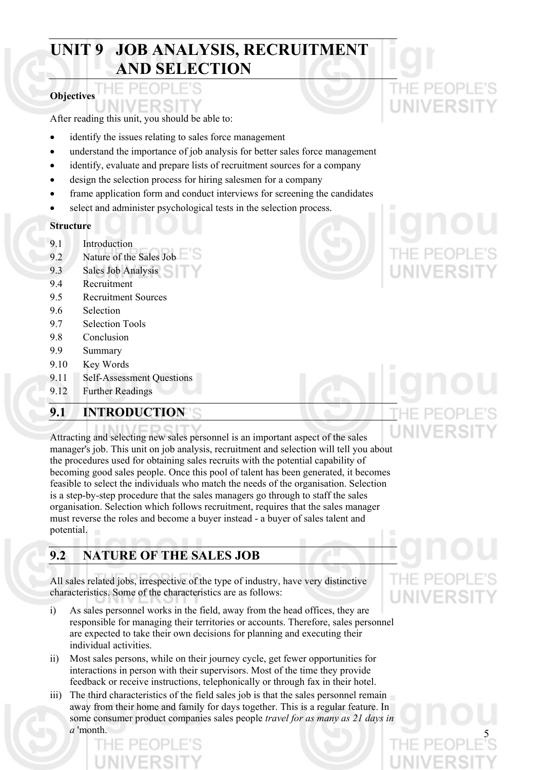# UNIT 9 JOB ANALYSIS, RECRUITMENT AND SELECTION

**Objectives**

After reading this unit, you should be able to:

- identify the issues relating to sales force management
- understand the importance of job analysis for better sales force management
- identify, evaluate and prepare lists of recruitment sources for a company
- design the selection process for hiring salesmen for a company
- frame application form and conduct interviews for screening the candidates
- select and administer psychological tests in the selection process.

**Structure**

9.1 Introduction
9.2 Nature of the Sales Job
9.3 Sales Job Analysis
9.4 Recruitment
9.5 Recruitment Sources
9.6 Selection
9.7 Selection Tools
9.8 Conclusion
9.9 Summary
9.10 Key Words
9.11 Self-Assessment Questions
9.12 Further Readings

## 9.1 INTRODUCTION

Attracting and selecting new sales personnel is an important aspect of the sales manager's job. This unit on job analysis, recruitment and selection will tell you about the procedures used for obtaining sales recruits with the potential capability of becoming good sales people. Once this pool of talent has been generated, it becomes feasible to select the individuals who match the needs of the organisation. Selection is a step-by-step procedure that the sales managers go through to staff the sales organisation. Selection which follows recruitment, requires that the sales manager must reverse the roles and become a buyer instead - a buyer of sales talent and potential.

## 9.2 NATURE OF THE SALES JOB

All sales related jobs, irrespective of the type of industry, have very distinctive characteristics. Some of the characteristics are as follows:

i) As sales personnel works in the field, away from the head offices, they are responsible for managing their territories or accounts. Therefore, sales personnel are expected to take their own decisions for planning and executing their individual activities.

ii) Most sales persons, while on their journey cycle, get fewer opportunities for interactions in person with their supervisors. Most of the time they provide feedback or receive instructions, telephonically or through fax in their hotel.

iii) The third characteristics of the field sales job is that the sales personnel remain away from their home and family for days together. This is a regular feature. In some consumer product companies sales people *travel for as many as 21 days in a* 'month.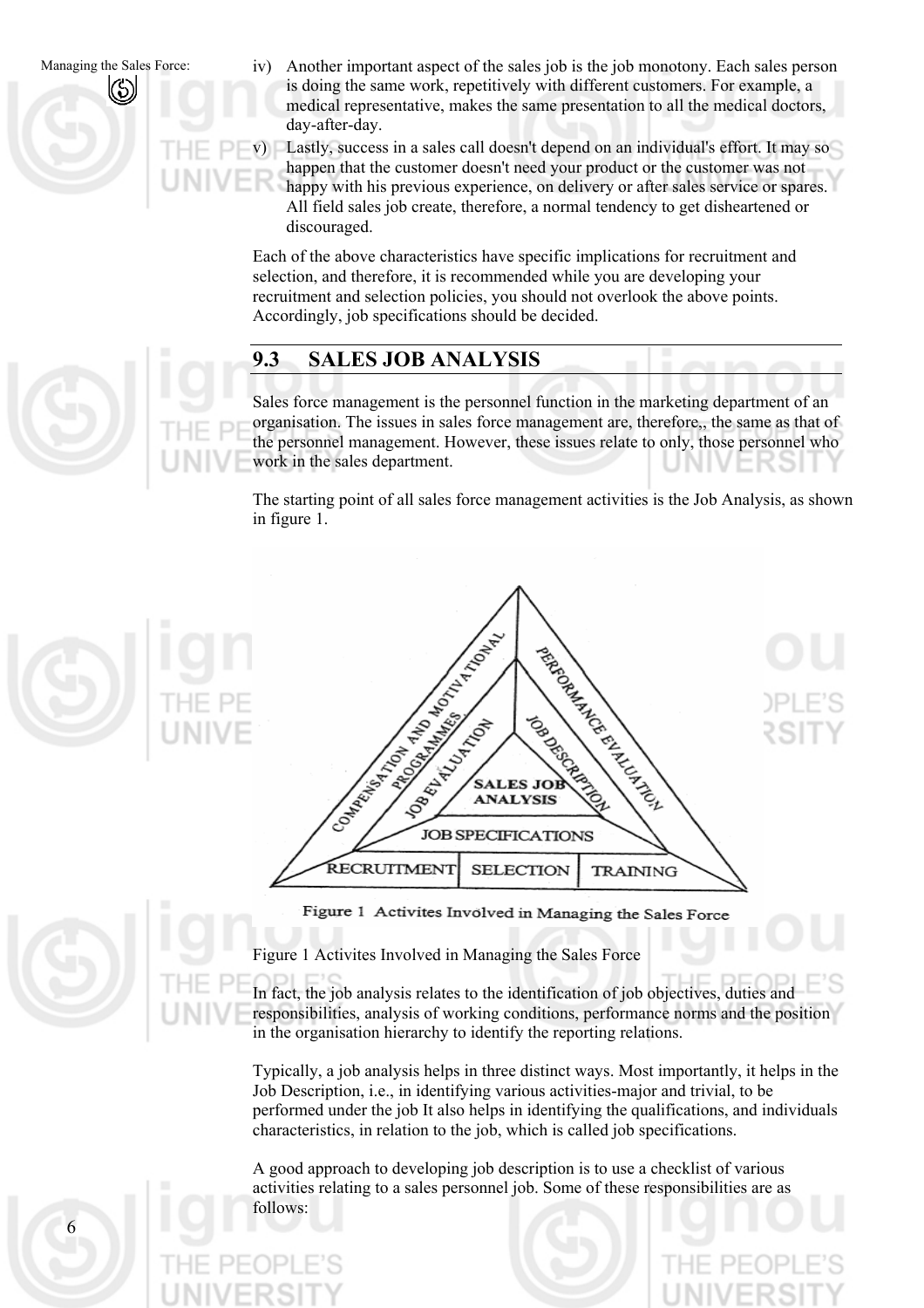iv) Another important aspect of the sales job is the job monotony. Each sales person is doing the same work, repetitively with different customers. For example, a medical representative, makes the same presentation to all the medical doctors, day-after-day.

v) Lastly, success in a sales call doesn't depend on an individual's effort. It may so happen that the customer doesn't need your product or the customer was not happy with his previous experience, on delivery or after sales service or spares. All field sales job create, therefore, a normal tendency to get disheartened or discouraged.

Each of the above characteristics have specific implications for recruitment and selection, and therefore, it is recommended while you are developing your recruitment and selection policies, you should not overlook the above points. Accordingly, job specifications should be decided.

## 9.3 SALES JOB ANALYSIS

Sales force management is the personnel function in the marketing department of an organisation. The issues in sales force management are, therefore,, the same as that of the personnel management. However, these issues relate to only, those personnel who work in the sales department.

The starting point of all sales force management activities is the Job Analysis, as shown in figure 1.

SALES JOB ANALYSIS
JOB EVALUATION
JOB DESCRIPTION
JOB SPECIFICATIONS
COMPENSATION AND MOTIVATIONAL PROGRAMMES
PERFORMANCE EVALUATION
RECRUITMENT | SELECTION | TRAINING

Figure 1 Activites Involved in Managing the Sales Force

Figure 1 Activites Involved in Managing the Sales Force

In fact, the job analysis relates to the identification of job objectives, duties and responsibilities, analysis of working conditions, performance norms and the position in the organisation hierarchy to identify the reporting relations.

Typically, a job analysis helps in three distinct ways. Most importantly, it helps in the Job Description, i.e., in identifying various activities-major and trivial, to be performed under the job It also helps in identifying the qualifications, and individuals characteristics, in relation to the job, which is called job specifications.

A good approach to developing job description is to use a checklist of various activities relating to a sales personnel job. Some of these responsibilities are as follows: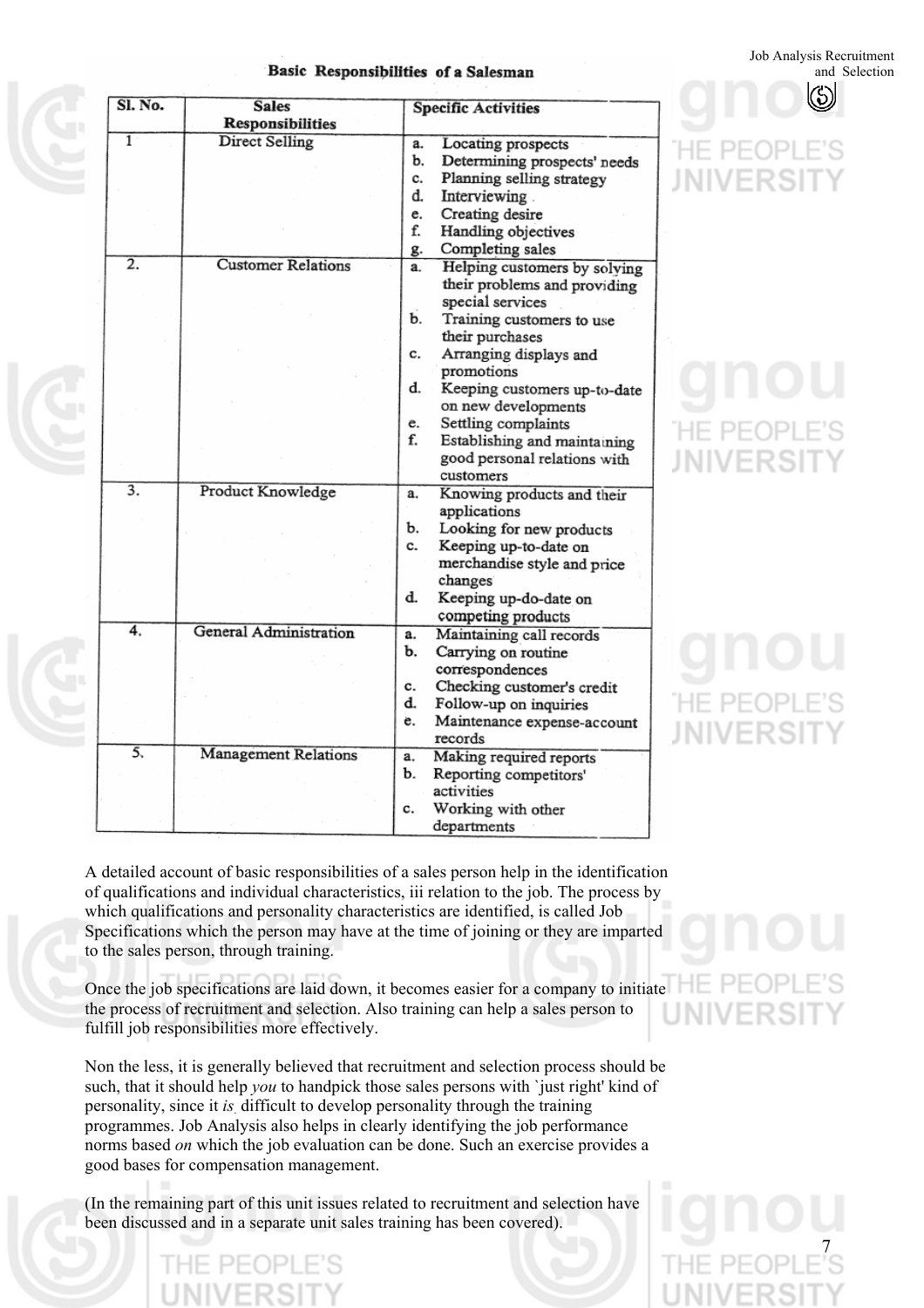**Basic Responsibilities of a Salesman**

| Sl. No. | Sales Responsibilities | Specific Activities |
|---|---|---|
| 1 | Direct Selling | a. Locating prospects<br>b. Determining prospects' needs<br>c. Planning selling strategy<br>d. Interviewing<br>e. Creating desire<br>f. Handling objectives<br>g. Completing sales |
| 2. | Customer Relations | a. Helping customers by solving their problems and providing special services<br>b. Training customers to use their purchases<br>c. Arranging displays and promotions<br>d. Keeping customers up-to-date on new developments<br>e. Settling complaints<br>f. Establishing and maintaining good personal relations with customers |
| 3. | Product Knowledge | a. Knowing products and their applications<br>b. Looking for new products<br>c. Keeping up-to-date on merchandise style and price changes<br>d. Keeping up-do-date on competing products |
| 4. | General Administration | a. Maintaining call records<br>b. Carrying on routine correspondences<br>c. Checking customer's credit<br>d. Follow-up on inquiries<br>e. Maintenance expense-account records |
| 5. | Management Relations | a. Making required reports<br>b. Reporting competitors' activities<br>c. Working with other departments |

A detailed account of basic responsibilities of a sales person help in the identification of qualifications and individual characteristics, iii relation to the job. The process by which qualifications and personality characteristics are identified, is called Job Specifications which the person may have at the time of joining or they are imparted to the sales person, through training.

Once the job specifications are laid down, it becomes easier for a company to initiate the process of recruitment and selection. Also training can help a sales person to fulfill job responsibilities more effectively.

Non the less, it is generally believed that recruitment and selection process should be such, that it should help *you* to handpick those sales persons with `just right' kind of personality, since it *is* difficult to develop personality through the training programmes. Job Analysis also helps in clearly identifying the job performance norms based *on* which the job evaluation can be done. Such an exercise provides a good bases for compensation management.

(In the remaining part of this unit issues related to recruitment and selection have been discussed and in a separate unit sales training has been covered).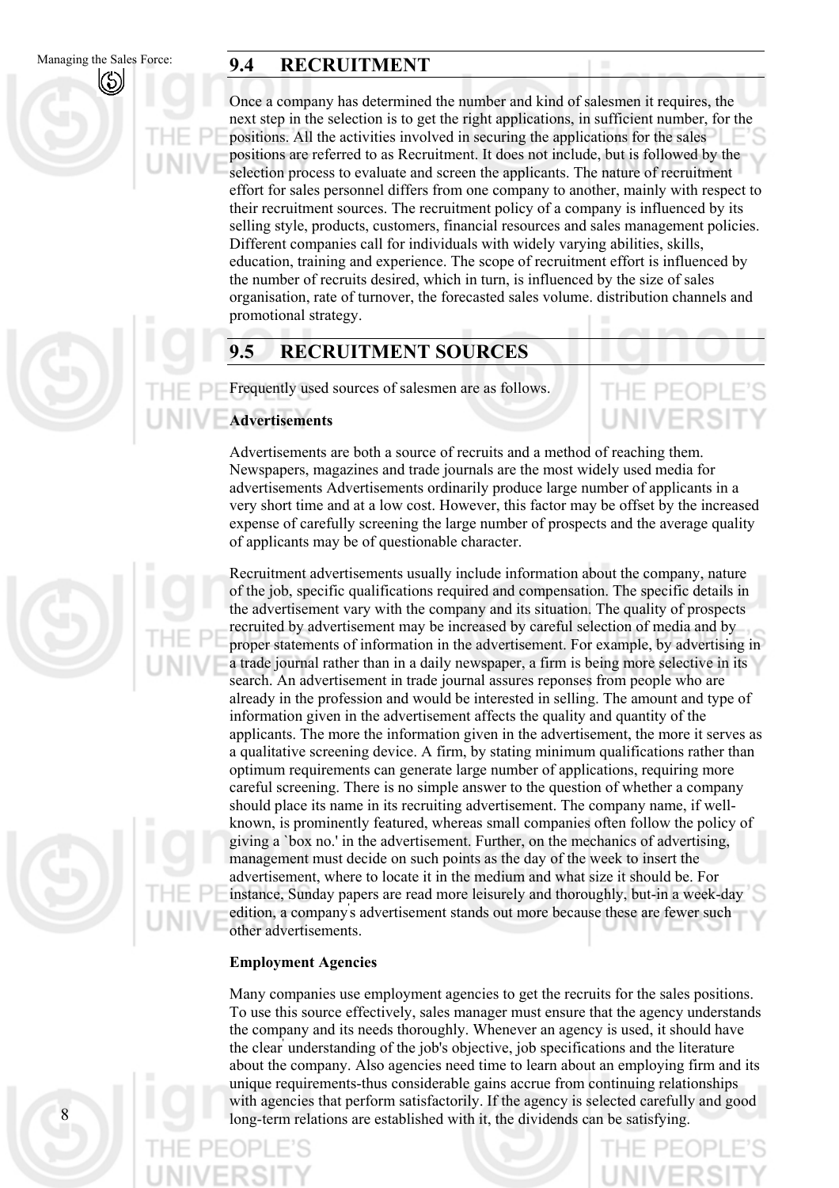## 9.4 RECRUITMENT

Once a company has determined the number and kind of salesmen it requires, the next step in the selection is to get the right applications, in sufficient number, for the positions. All the activities involved in securing the applications for the sales positions are referred to as Recruitment. It does not include, but is followed by the selection process to evaluate and screen the applicants. The nature of recruitment effort for sales personnel differs from one company to another, mainly with respect to their recruitment sources. The recruitment policy of a company is influenced by its selling style, products, customers, financial resources and sales management policies. Different companies call for individuals with widely varying abilities, skills, education, training and experience. The scope of recruitment effort is influenced by the number of recruits desired, which in turn, is influenced by the size of sales organisation, rate of turnover, the forecasted sales volume. distribution channels and promotional strategy.

## 9.5 RECRUITMENT SOURCES

Frequently used sources of salesmen are as follows.

**Advertisements**

Advertisements are both a source of recruits and a method of reaching them. Newspapers, magazines and trade journals are the most widely used media for advertisements Advertisements ordinarily produce large number of applicants in a very short time and at a low cost. However, this factor may be offset by the increased expense of carefully screening the large number of prospects and the average quality of applicants may be of questionable character.

Recruitment advertisements usually include information about the company, nature of the job, specific qualifications required and compensation. The specific details in the advertisement vary with the company and its situation. The quality of prospects recruited by advertisement may be increased by careful selection of media and by proper statements of information in the advertisement. For example, by advertising in a trade journal rather than in a daily newspaper, a firm is being more selective in its search. An advertisement in trade journal assures reponses from people who are already in the profession and would be interested in selling. The amount and type of information given in the advertisement affects the quality and quantity of the applicants. The more the information given in the advertisement, the more it serves as a qualitative screening device. A firm, by stating minimum qualifications rather than optimum requirements can generate large number of applications, requiring more careful screening. There is no simple answer to the question of whether a company should place its name in its recruiting advertisement. The company name, if well-known, is prominently featured, whereas small companies often follow the policy of giving a `box no.' in the advertisement. Further, on the mechanics of advertising, management must decide on such points as the day of the week to insert the advertisement, where to locate it in the medium and what size it should be. For instance, Sunday papers are read more leisurely and thoroughly, but-in a week-day edition, a company's advertisement stands out more because these are fewer such other advertisements.

**Employment Agencies**

Many companies use employment agencies to get the recruits for the sales positions. To use this source effectively, sales manager must ensure that the agency understands the company and its needs thoroughly. Whenever an agency is used, it should have the clear understanding of the job's objective, job specifications and the literature about the company. Also agencies need time to learn about an employing firm and its unique requirements-thus considerable gains accrue from continuing relationships with agencies that perform satisfactorily. If the agency is selected carefully and good long-term relations are established with it, the dividends can be satisfying.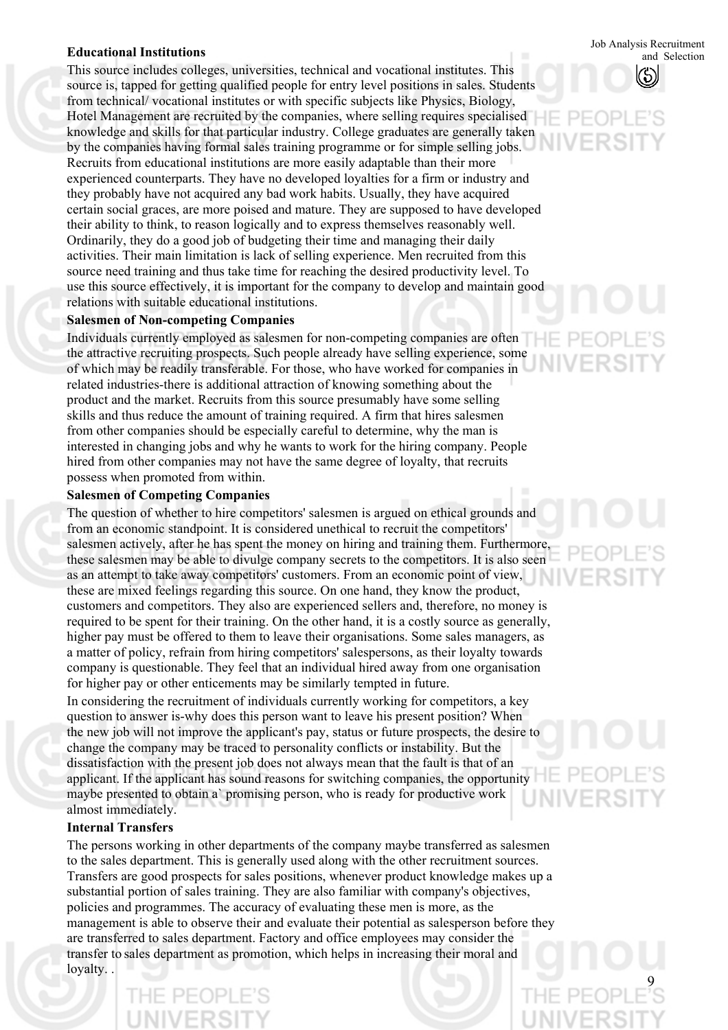**Educational Institutions**

This source includes colleges, universities, technical and vocational institutes. This source is, tapped for getting qualified people for entry level positions in sales. Students from technical/ vocational institutes or with specific subjects like Physics, Biology, Hotel Management are recruited by the companies, where selling requires specialised knowledge and skills for that particular industry. College graduates are generally taken by the companies having formal sales training programme or for simple selling jobs. Recruits from educational institutions are more easily adaptable than their more experienced counterparts. They have no developed loyalties for a firm or industry and they probably have not acquired any bad work habits. Usually, they have acquired certain social graces, are more poised and mature. They are supposed to have developed their ability to think, to reason logically and to express themselves reasonably well. Ordinarily, they do a good job of budgeting their time and managing their daily activities. Their main limitation is lack of selling experience. Men recruited from this source need training and thus take time for reaching the desired productivity level. To use this source effectively, it is important for the company to develop and maintain good relations with suitable educational institutions.

**Salesmen of Non-competing Companies**

Individuals currently employed as salesmen for non-competing companies are often the attractive recruiting prospects. Such people already have selling experience, some of which may be readily transferable. For those, who have worked for companies in related industries-there is additional attraction of knowing something about the product and the market. Recruits from this source presumably have some selling skills and thus reduce the amount of training required. A firm that hires salesmen from other companies should be especially careful to determine, why the man is interested in changing jobs and why he wants to work for the hiring company. People hired from other companies may not have the same degree of loyalty, that recruits possess when promoted from within.

**Salesmen of Competing Companies**

The question of whether to hire competitors' salesmen is argued on ethical grounds and from an economic standpoint. It is considered unethical to recruit the competitors' salesmen actively, after he has spent the money on hiring and training them. Furthermore, these salesmen may be able to divulge company secrets to the competitors. It is also seen as an attempt to take away competitors' customers. From an economic point of view, these are mixed feelings regarding this source. On one hand, they know the product, customers and competitors. They also are experienced sellers and, therefore, no money is required to be spent for their training. On the other hand, it is a costly source as generally, higher pay must be offered to them to leave their organisations. Some sales managers, as a matter of policy, refrain from hiring competitors' salespersons, as their loyalty towards company is questionable. They feel that an individual hired away from one organisation for higher pay or other enticements may be similarly tempted in future.

In considering the recruitment of individuals currently working for competitors, a key question to answer is-why does this person want to leave his present position? When the new job will not improve the applicant's pay, status or future prospects, the desire to change the company may be traced to personality conflicts or instability. But the dissatisfaction with the present job does not always mean that the fault is that of an applicant. If the applicant has sound reasons for switching companies, the opportunity maybe presented to obtain a` promising person, who is ready for productive work almost immediately.

**Internal Transfers**

The persons working in other departments of the company maybe transferred as salesmen to the sales department. This is generally used along with the other recruitment sources. Transfers are good prospects for sales positions, whenever product knowledge makes up a substantial portion of sales training. They are also familiar with company's objectives, policies and programmes. The accuracy of evaluating these men is more, as the management is able to observe their and evaluate their potential as salesperson before they are transferred to sales department. Factory and office employees may consider the transfer to sales department as promotion, which helps in increasing their moral and loyalty. .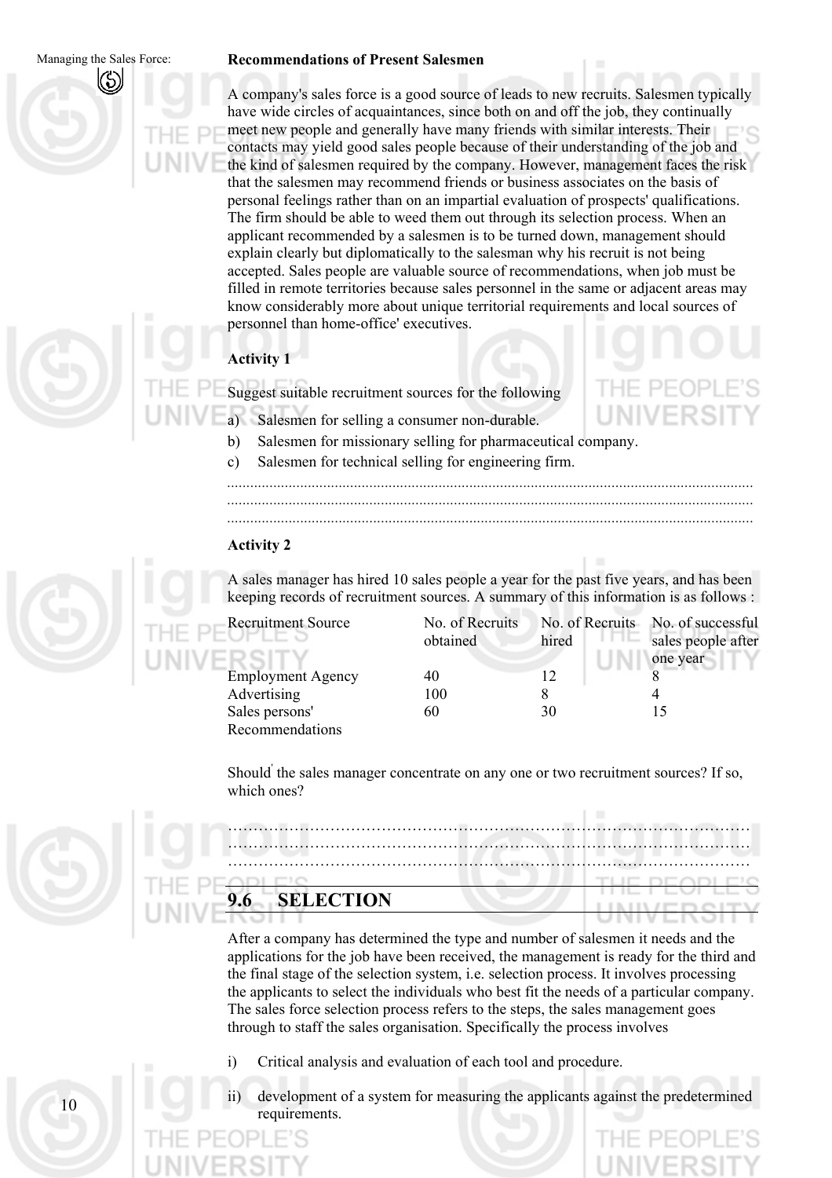**Recommendations of Present Salesmen**

A company's sales force is a good source of leads to new recruits. Salesmen typically have wide circles of acquaintances, since both on and off the job, they continually meet new people and generally have many friends with similar interests. Their contacts may yield good sales people because of their understanding of the job and the kind of salesmen required by the company. However, management faces the risk that the salesmen may recommend friends or business associates on the basis of personal feelings rather than on an impartial evaluation of prospects' qualifications. The firm should be able to weed them out through its selection process. When an applicant recommended by a salesmen is to be turned down, management should explain clearly but diplomatically to the salesman why his recruit is not being accepted. Sales people are valuable source of recommendations, when job must be filled in remote territories because sales personnel in the same or adjacent areas may know considerably more about unique territorial requirements and local sources of personnel than home-office' executives.

**Activity 1**

Suggest suitable recruitment sources for the following

a) Salesmen for selling a consumer non-durable.

b) Salesmen for missionary selling for pharmaceutical company.

c) Salesmen for technical selling for engineering firm.

..........................................................................................................................
..........................................................................................................................
..........................................................................................................................

**Activity 2**

A sales manager has hired 10 sales people a year for the past five years, and has been keeping records of recruitment sources. A summary of this information is as follows :

| Recruitment Source | No. of Recruits obtained | No. of Recruits hired | No. of successful sales people after one year |
|---|---|---|---|
| Employment Agency | 40 | 12 | 8 |
| Advertising | 100 | 8 | 4 |
| Sales persons' Recommendations | 60 | 30 | 15 |

Should the sales manager concentrate on any one or two recruitment sources? If so, which ones?

……………………………………………………………………………………………
……………………………………………………………………………………………
……………………………………………………………………………………………

## 9.6 SELECTION

After a company has determined the type and number of salesmen it needs and the applications for the job have been received, the management is ready for the third and the final stage of the selection system, i.e. selection process. It involves processing the applicants to select the individuals who best fit the needs of a particular company. The sales force selection process refers to the steps, the sales management goes through to staff the sales organisation. Specifically the process involves

i) Critical analysis and evaluation of each tool and procedure.

ii) development of a system for measuring the applicants against the predetermined requirements.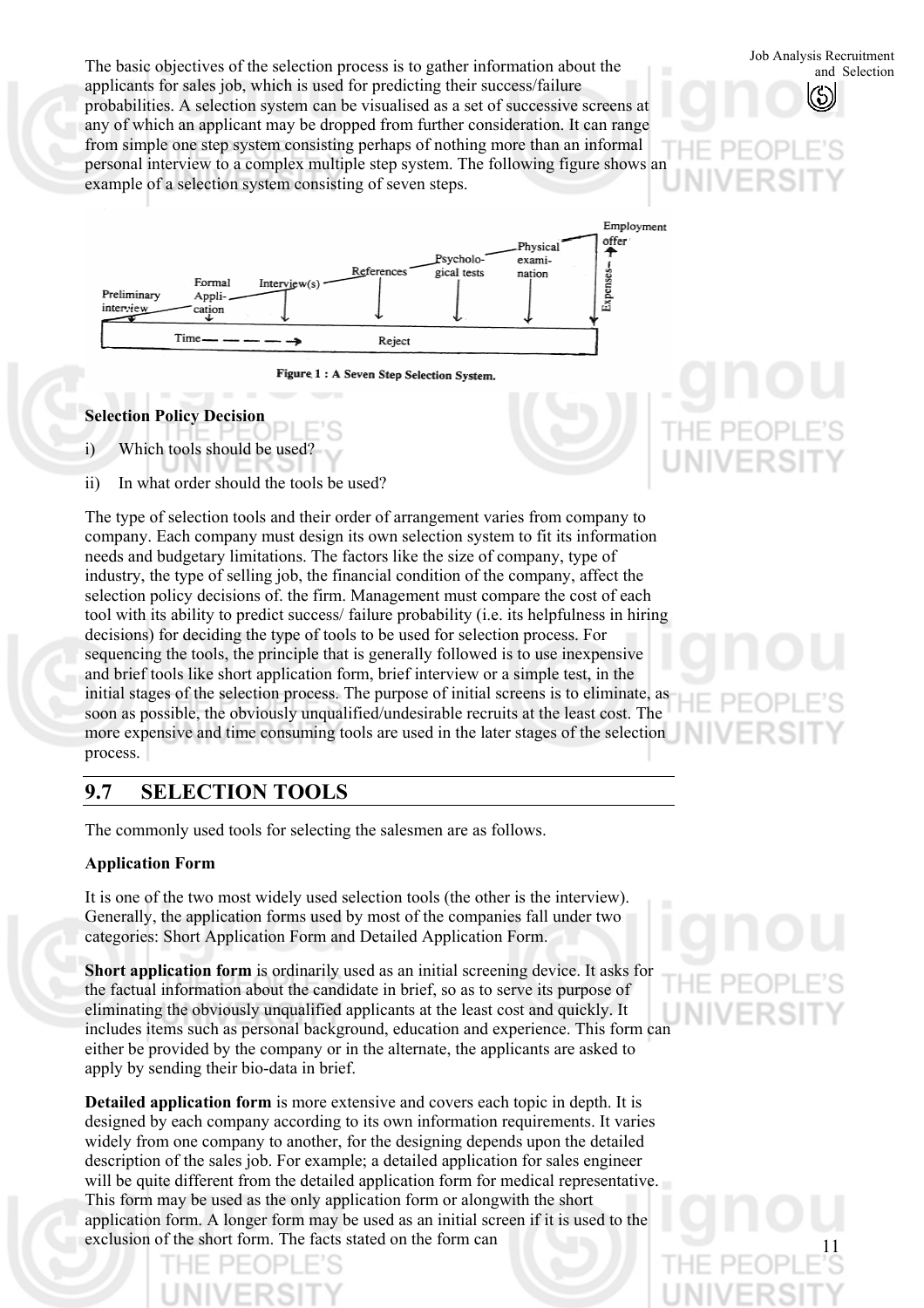The basic objectives of the selection process is to gather information about the applicants for sales job, which is used for predicting their success/failure probabilities. A selection system can be visualised as a set of successive screens at any of which an applicant may be dropped from further consideration. It can range from simple one step system consisting perhaps of nothing more than an informal personal interview to a complex multiple step system. The following figure shows an example of a selection system consisting of seven steps.

Preliminary interview — Formal Application — Interview(s) — References — Psychological tests — Physical examination — Employment offer

Time — — — — → Reject

Expenses →

Figure 1 : A Seven Step Selection System.

**Selection Policy Decision**

i) Which tools should be used?

ii) In what order should the tools be used?

The type of selection tools and their order of arrangement varies from company to company. Each company must design its own selection system to fit its information needs and budgetary limitations. The factors like the size of company, type of industry, the type of selling job, the financial condition of the company, affect the selection policy decisions of. the firm. Management must compare the cost of each tool with its ability to predict success/ failure probability (i.e. its helpfulness in hiring decisions) for deciding the type of tools to be used for selection process. For sequencing the tools, the principle that is generally followed is to use inexpensive and brief tools like short application form, brief interview or a simple test, in the initial stages of the selection process. The purpose of initial screens is to eliminate, as soon as possible, the obviously unqualified/undesirable recruits at the least cost. The more expensive and time consuming tools are used in the later stages of the selection process.

## 9.7 SELECTION TOOLS

The commonly used tools for selecting the salesmen are as follows.

**Application Form**

It is one of the two most widely used selection tools (the other is the interview). Generally, the application forms used by most of the companies fall under two categories: Short Application Form and Detailed Application Form.

**Short application form** is ordinarily used as an initial screening device. It asks for the factual information about the candidate in brief, so as to serve its purpose of eliminating the obviously unqualified applicants at the least cost and quickly. It includes items such as personal background, education and experience. This form can either be provided by the company or in the alternate, the applicants are asked to apply by sending their bio-data in brief.

**Detailed application form** is more extensive and covers each topic in depth. It is designed by each company according to its own information requirements. It varies widely from one company to another, for the designing depends upon the detailed description of the sales job. For example; a detailed application for sales engineer will be quite different from the detailed application form for medical representative. This form may be used as the only application form or alongwith the short application form. A longer form may be used as an initial screen if it is used to the exclusion of the short form. The facts stated on the form can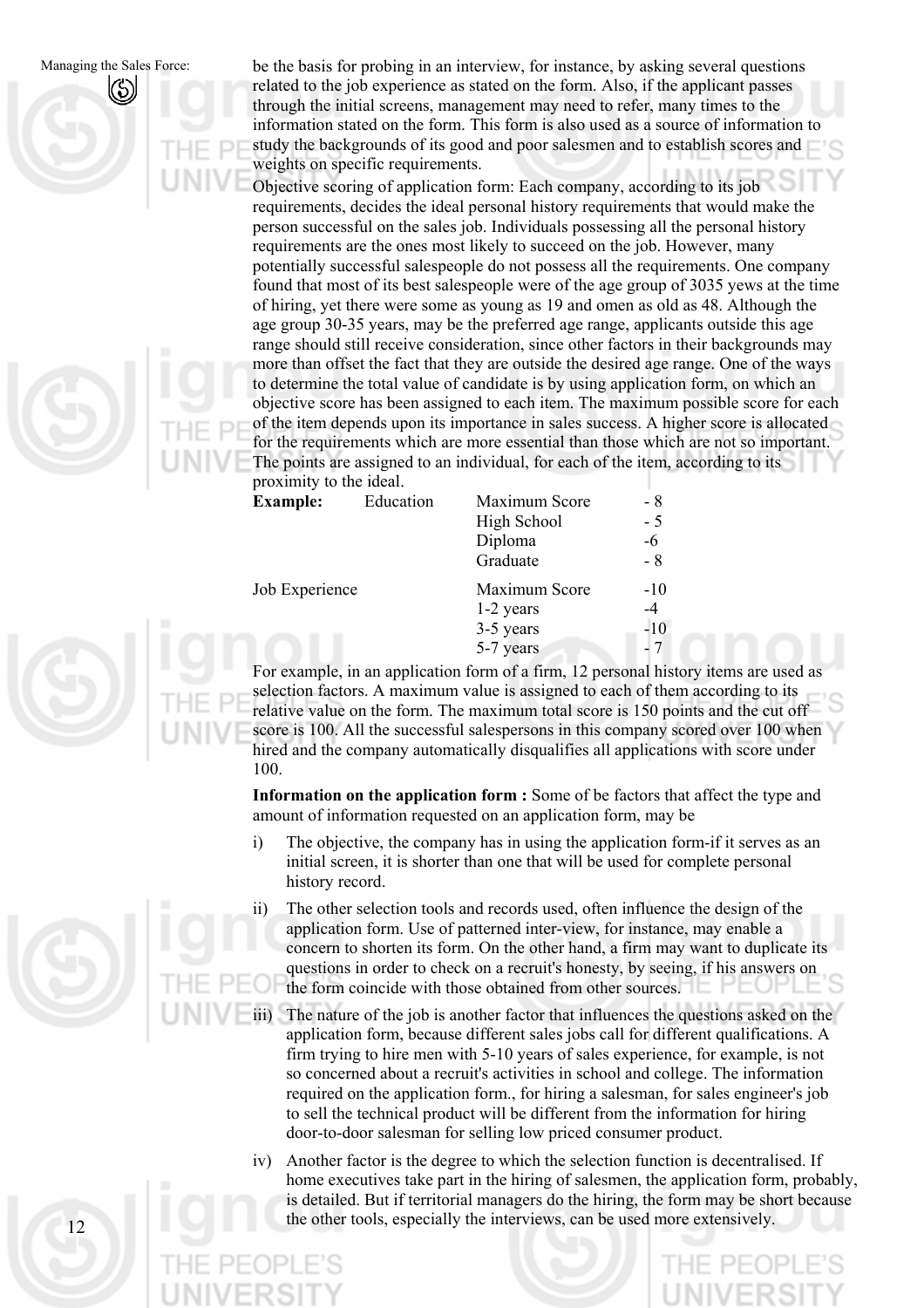be the basis for probing in an interview, for instance, by asking several questions related to the job experience as stated on the form. Also, if the applicant passes through the initial screens, management may need to refer, many times to the information stated on the form. This form is also used as a source of information to study the backgrounds of its good and poor salesmen and to establish scores and weights on specific requirements.

Objective scoring of application form: Each company, according to its job requirements, decides the ideal personal history requirements that would make the person successful on the sales job. Individuals possessing all the personal history requirements are the ones most likely to succeed on the job. However, many potentially successful salespeople do not possess all the requirements. One company found that most of its best salespeople were of the age group of 3035 yews at the time of hiring, yet there were some as young as 19 and omen as old as 48. Although the age group 30-35 years, may be the preferred age range, applicants outside this age range should still receive consideration, since other factors in their backgrounds may more than offset the fact that they are outside the desired age range. One of the ways to determine the total value of candidate is by using application form, on which an objective score has been assigned to each item. The maximum possible score for each of the item depends upon its importance in sales success. A higher score is allocated for the requirements which are more essential than those which are not so important. The points are assigned to an individual, for each of the item, according to its proximity to the ideal.

| **Example:** Education | Maximum Score | - 8 |
|---|---|---|
| | High School | - 5 |
| | Diploma | -6 |
| | Graduate | - 8 |
| Job Experience | Maximum Score | -10 |
| | 1-2 years | -4 |
| | 3-5 years | -10 |
| | 5-7 years | - 7 |

For example, in an application form of a firm, 12 personal history items are used as selection factors. A maximum value is assigned to each of them according to its relative value on the form. The maximum total score is 150 points and the cut off score is 100. All the successful salespersons in this company scored over 100 when hired and the company automatically disqualifies all applications with score under 100.

**Information on the application form :** Some of be factors that affect the type and amount of information requested on an application form, may be

i) The objective, the company has in using the application form-if it serves as an initial screen, it is shorter than one that will be used for complete personal history record.

ii) The other selection tools and records used, often influence the design of the application form. Use of patterned inter-view, for instance, may enable a concern to shorten its form. On the other hand, a firm may want to duplicate its questions in order to check on a recruit's honesty, by seeing, if his answers on the form coincide with those obtained from other sources.

iii) The nature of the job is another factor that influences the questions asked on the application form, because different sales jobs call for different qualifications. A firm trying to hire men with 5-10 years of sales experience, for example, is not so concerned about a recruit's activities in school and college. The information required on the application form., for hiring a salesman, for sales engineer's job to sell the technical product will be different from the information for hiring door-to-door salesman for selling low priced consumer product.

iv) Another factor is the degree to which the selection function is decentralised. If home executives take part in the hiring of salesmen, the application form, probably, is detailed. But if territorial managers do the hiring, the form may be short because the other tools, especially the interviews, can be used more extensively.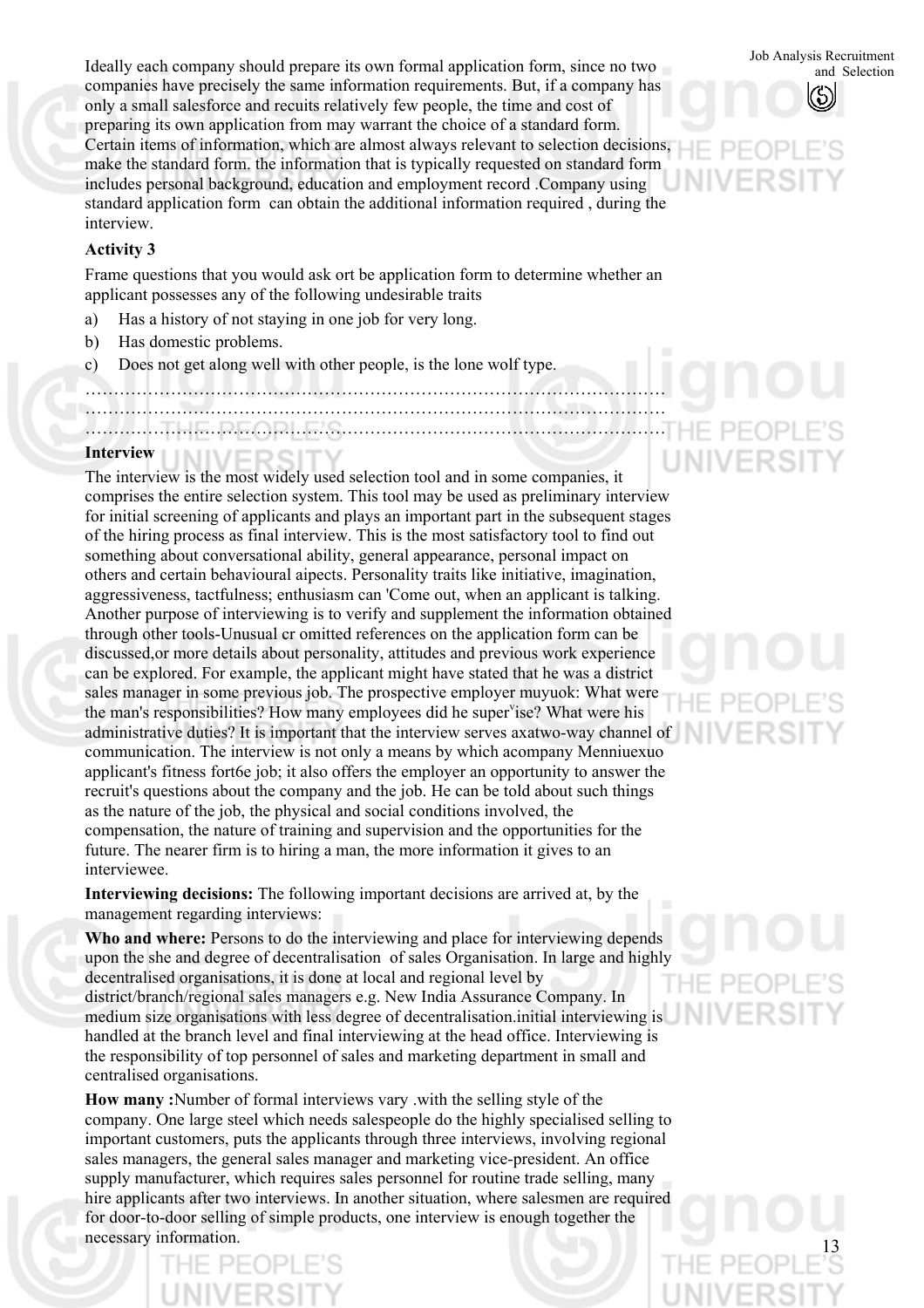Ideally each company should prepare its own formal application form, since no two companies have precisely the same information requirements. But, if a company has only a small salesforce and recuits relatively few people, the time and cost of preparing its own application from may warrant the choice of a standard form. Certain items of information, which are almost always relevant to selection decisions, make the standard form. the information that is typically requested on standard form includes personal background, education and employment record .Company using standard application form can obtain the additional information required , during the interview.

**Activity 3**

Frame questions that you would ask ort be application form to determine whether an applicant possesses any of the following undesirable traits

a) Has a history of not staying in one job for very long.

b) Has domestic problems.

c) Does not get along well with other people, is the lone wolf type.

…………………………………………………………………………………………
…………………………………………………………………………………………
…………………………………………………………………………………………

**Interview**

The interview is the most widely used selection tool and in some companies, it comprises the entire selection system. This tool may be used as preliminary interview for initial screening of applicants and plays an important part in the subsequent stages of the hiring process as final interview. This is the most satisfactory tool to find out something about conversational ability, general appearance, personal impact on others and certain behavioural aipects. Personality traits like initiative, imagination, aggressiveness, tactfulness; enthusiasm can 'Come out, when an applicant is talking. Another purpose of interviewing is to verify and supplement the information obtained through other tools-Unusual cr omitted references on the application form can be discussed,or more details about personality, attitudes and previous work experience can be explored. For example, the applicant might have stated that he was a district sales manager in some previous job. The prospective employer muyuok: What were the man's responsibilities? How many employees did he super'ise? What were his administrative duties? It is important that the interview serves axatwo-way channel of communication. The interview is not only a means by which acompany Menniuexuo applicant's fitness fort6e job; it also offers the employer an opportunity to answer the recruit's questions about the company and the job. He can be told about such things as the nature of the job, the physical and social conditions involved, the compensation, the nature of training and supervision and the opportunities for the future. The nearer firm is to hiring a man, the more information it gives to an interviewee.

**Interviewing decisions:** The following important decisions are arrived at, by the management regarding interviews:

**Who and where:** Persons to do the interviewing and place for interviewing depends upon the she and degree of decentralisation of sales Organisation. In large and highly decentralised organisations, it is done at local and regional level by district/branch/regional sales managers e.g. New India Assurance Company. In medium size organisations with less degree of decentralisation.initial interviewing is handled at the branch level and final interviewing at the head office. Interviewing is the responsibility of top personnel of sales and marketing department in small and centralised organisations.

**How many :**Number of formal interviews vary .with the selling style of the company. One large steel which needs salespeople do the highly specialised selling to important customers, puts the applicants through three interviews, involving regional sales managers, the general sales manager and marketing vice-president. An office supply manufacturer, which requires sales personnel for routine trade selling, many hire applicants after two interviews. In another situation, where salesmen are required for door-to-door selling of simple products, one interview is enough together the necessary information.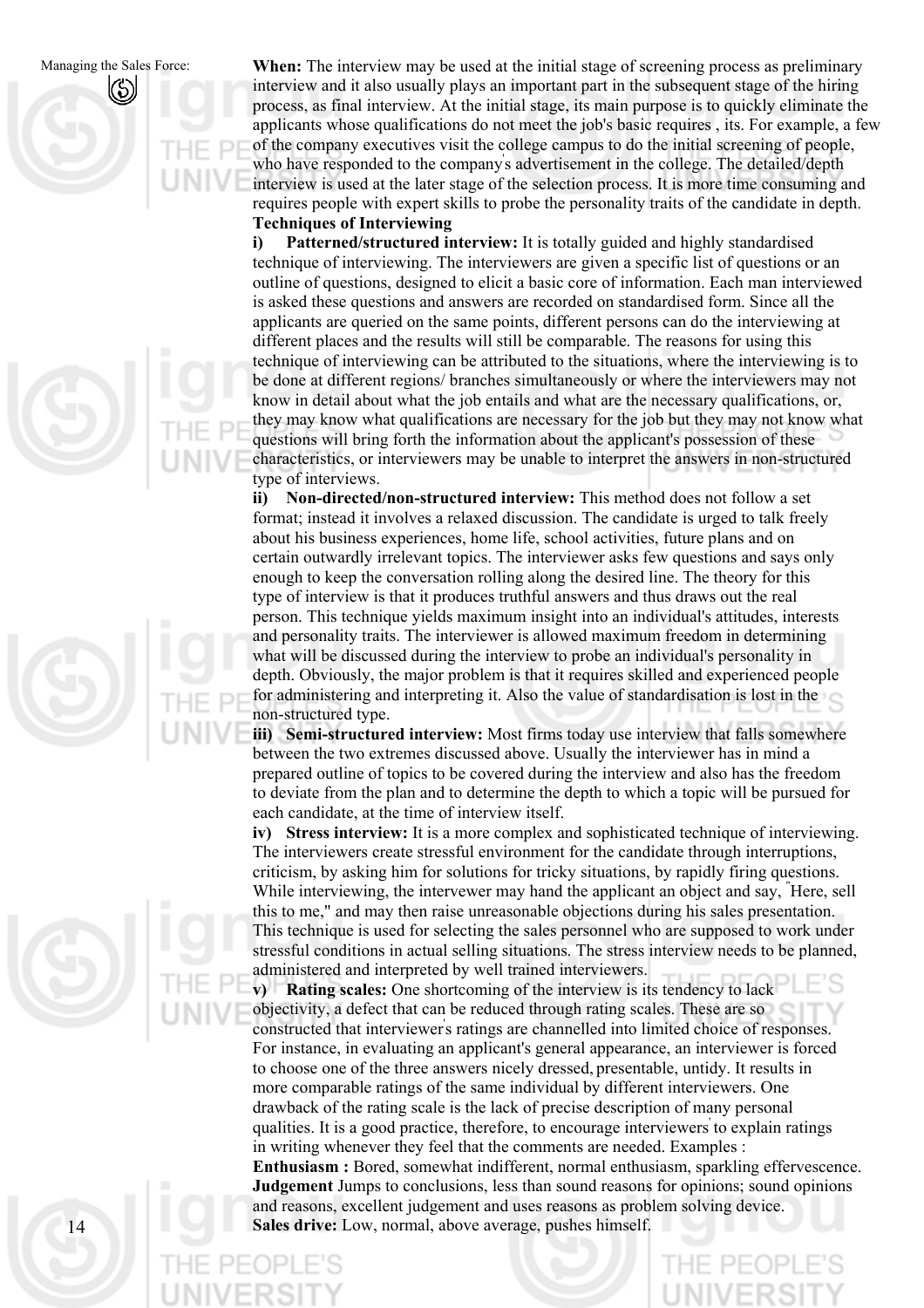**When:** The interview may be used at the initial stage of screening process as preliminary interview and it also usually plays an important part in the subsequent stage of the hiring process, as final interview. At the initial stage, its main purpose is to quickly eliminate the applicants whose qualifications do not meet the job's basic requires , its. For example, a few of the company executives visit the college campus to do the initial screening of people, who have responded to the company's advertisement in the college. The detailed/depth interview is used at the later stage of the selection process. It is more time consuming and requires people with expert skills to probe the personality traits of the candidate in depth.

**Techniques of Interviewing**

**i) Patterned/structured interview:** It is totally guided and highly standardised technique of interviewing. The interviewers are given a specific list of questions or an outline of questions, designed to elicit a basic core of information. Each man interviewed is asked these questions and answers are recorded on standardised form. Since all the applicants are queried on the same points, different persons can do the interviewing at different places and the results will still be comparable. The reasons for using this technique of interviewing can be attributed to the situations, where the interviewing is to be done at different regions/ branches simultaneously or where the interviewers may not know in detail about what the job entails and what are the necessary qualifications, or, they may know what qualifications are necessary for the job but they may not know what questions will bring forth the information about the applicant's possession of these characteristics, or interviewers may be unable to interpret the answers in non-structured type of interviews.

**ii) Non-directed/non-structured interview:** This method does not follow a set format; instead it involves a relaxed discussion. The candidate is urged to talk freely about his business experiences, home life, school activities, future plans and on certain outwardly irrelevant topics. The interviewer asks few questions and says only enough to keep the conversation rolling along the desired line. The theory for this type of interview is that it produces truthful answers and thus draws out the real person. This technique yields maximum insight into an individual's attitudes, interests and personality traits. The interviewer is allowed maximum freedom in determining what will be discussed during the interview to probe an individual's personality in depth. Obviously, the major problem is that it requires skilled and experienced people for administering and interpreting it. Also the value of standardisation is lost in the non-structured type.

**iii) Semi-structured interview:** Most firms today use interview that falls somewhere between the two extremes discussed above. Usually the interviewer has in mind a prepared outline of topics to be covered during the interview and also has the freedom to deviate from the plan and to determine the depth to which a topic will be pursued for each candidate, at the time of interview itself.

**iv) Stress interview:** It is a more complex and sophisticated technique of interviewing. The interviewers create stressful environment for the candidate through interruptions, criticism, by asking him for solutions for tricky situations, by rapidly firing questions. While interviewing, the intervewer may hand the applicant an object and say, "Here, sell this to me," and may then raise unreasonable objections during his sales presentation. This technique is used for selecting the sales personnel who are supposed to work under stressful conditions in actual selling situations. The stress interview needs to be planned, administered and interpreted by well trained interviewers.

**v) Rating scales:** One shortcoming of the interview is its tendency to lack objectivity, a defect that can be reduced through rating scales. These are so constructed that interviewer's ratings are channelled into limited choice of responses. For instance, in evaluating an applicant's general appearance, an interviewer is forced to choose one of the three answers nicely dressed, presentable, untidy. It results in more comparable ratings of the same individual by different interviewers. One drawback of the rating scale is the lack of precise description of many personal qualities. It is a good practice, therefore, to encourage interviewers to explain ratings in writing whenever they feel that the comments are needed. Examples :

**Enthusiasm :** Bored, somewhat indifferent, normal enthusiasm, sparkling effervescence.

**Judgement** Jumps to conclusions, less than sound reasons for opinions; sound opinions and reasons, excellent judgement and uses reasons as problem solving device.

**Sales drive:** Low, normal, above average, pushes himself.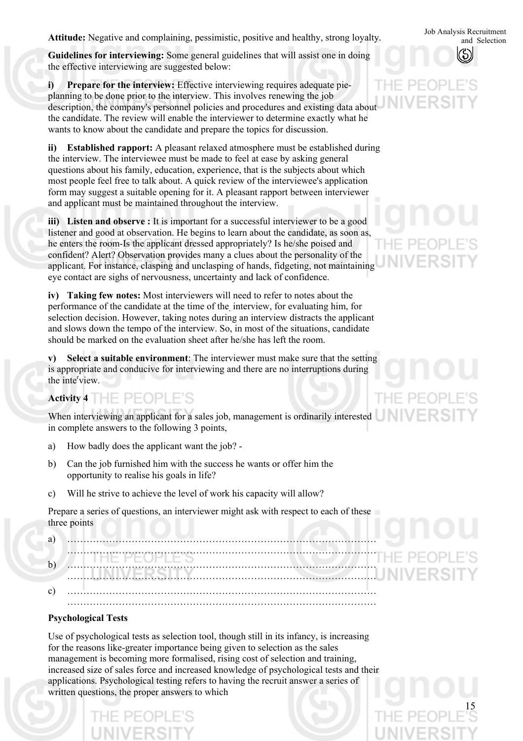**Attitude:** Negative and complaining, pessimistic, positive and healthy, strong loyalty.

**Guidelines for interviewing:** Some general guidelines that will assist one in doing the effective interviewing are suggested below:

**i) Prepare for the interview:** Effective interviewing requires adequate pie-planning to be done prior to the interview. This involves renewing the job description, the company's personnel policies and procedures and existing data about the candidate. The review will enable the interviewer to determine exactly what he wants to know about the candidate and prepare the topics for discussion.

**ii) Established rapport:** A pleasant relaxed atmosphere must be established during the interview. The interviewee must be made to feel at ease by asking general questions about his family, education, experience, that is the subjects about which most people feel free to talk about. A quick review of the interviewee's application form may suggest a suitable opening for it. A pleasant rapport between interviewer and applicant must be maintained throughout the interview.

**iii) Listen and observe :** It is important for a successful interviewer to be a good listener and good at observation. He begins to learn about the candidate, as soon as, he enters the room-Is the applicant dressed appropriately? Is he/she poised and confident? Alert? Observation provides many a clues about the personality of the applicant. For instance, clasping and unclasping of hands, fidgeting, not maintaining eye contact are sighs of nervousness, uncertainty and lack of confidence.

**iv) Taking few notes:** Most interviewers will need to refer to notes about the performance of the candidate at the time of the interview, for evaluating him, for selection decision. However, taking notes during an interview distracts the applicant and slows down the tempo of the interview. So, in most of the situations, candidate should be marked on the evaluation sheet after he/she has left the room.

**v) Select a suitable environment**: The interviewer must make sure that the setting is appropriate and conducive for interviewing and there are no interruptions during the interview.

**Activity 4**

When interviewing an applicant for a sales job, management is ordinarily interested in complete answers to the following 3 points,

a) How badly does the applicant want the job? -

b) Can the job furnished him with the success he wants or offer him the opportunity to realise his goals in life?

c) Will he strive to achieve the level of work his capacity will allow?

Prepare a series of questions, an interviewer might ask with respect to each of these three points

a) ……………………………………………………………………………………
……………………………………………………………………………………

b) ……………………………………………………………………………………
……………………………………………………………………………………

c) ……………………………………………………………………………………
……………………………………………………………………………………

**Psychological Tests**

Use of psychological tests as selection tool, though still in its infancy, is increasing for the reasons like-greater importance being given to selection as the sales management is becoming more formalised, rising cost of selection and training, increased size of sales force and increased knowledge of psychological tests and their applications. Psychological testing refers to having the recruit answer a series of written questions, the proper answers to which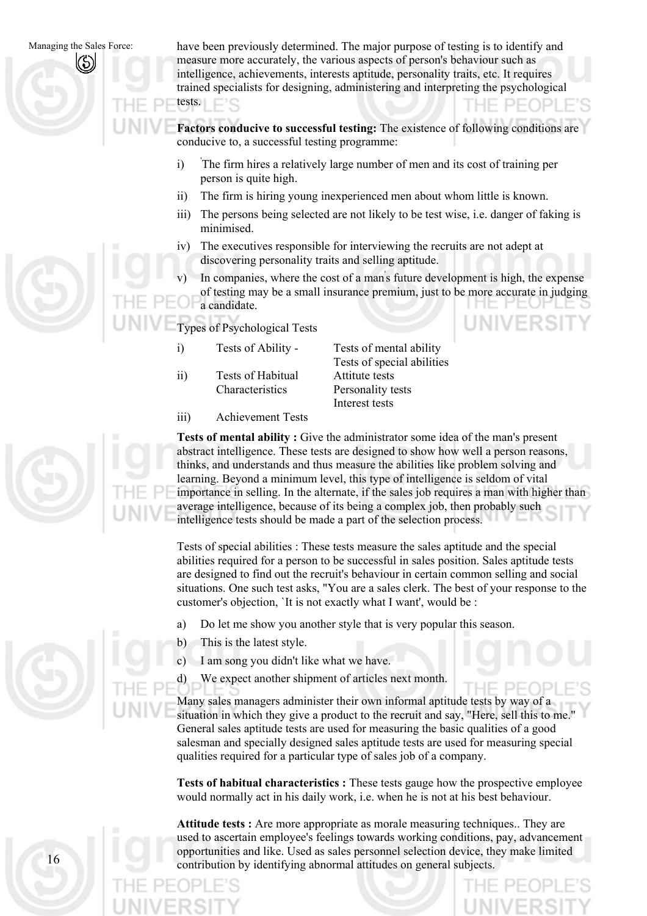have been previously determined. The major purpose of testing is to identify and measure more accurately, the various aspects of person's behaviour such as intelligence, achievements, interests aptitude, personality traits, etc. It requires trained specialists for designing, administering and interpreting the psychological tests.

**Factors conducive to successful testing:** The existence of following conditions are conducive to, a successful testing programme:

i) The firm hires a relatively large number of men and its cost of training per person is quite high.

ii) The firm is hiring young inexperienced men about whom little is known.

iii) The persons being selected are not likely to be test wise, i.e. danger of faking is minimised.

iv) The executives responsible for interviewing the recruits are not adept at discovering personality traits and selling aptitude.

v) In companies, where the cost of a man's future development is high, the expense of testing may be a small insurance premium, just to be more accurate in judging a candidate.

Types of Psychological Tests

| | | |
|---|---|---|
| i) | Tests of Ability - | Tests of mental ability<br>Tests of special abilities |
| ii) | Tests of Habitual Characteristics | Attitute tests<br>Personality tests<br>Interest tests |
| iii) | Achievement Tests | |

**Tests of mental ability :** Give the administrator some idea of the man's present abstract intelligence. These tests are designed to show how well a person reasons, thinks, and understands and thus measure the abilities like problem solving and learning. Beyond a minimum level, this type of intelligence is seldom of vital importance in selling. In the alternate, if the sales job requires a man with higher than average intelligence, because of its being a complex job, then probably such intelligence tests should be made a part of the selection process.

Tests of special abilities : These tests measure the sales aptitude and the special abilities required for a person to be successful in sales position. Sales aptitude tests are designed to find out the recruit's behaviour in certain common selling and social situations. One such test asks, "You are a sales clerk. The best of your response to the customer's objection, `It is not exactly what I want', would be :

a) Do let me show you another style that is very popular this season.

b) This is the latest style.

c) I am song you didn't like what we have.

d) We expect another shipment of articles next month.

Many sales managers administer their own informal aptitude tests by way of a situation in which they give a product to the recruit and say, "Here, sell this to me." General sales aptitude tests are used for measuring the basic qualities of a good salesman and specially designed sales aptitude tests are used for measuring special qualities required for a particular type of sales job of a company.

**Tests of habitual characteristics :** These tests gauge how the prospective employee would normally act in his daily work, i.e. when he is not at his best behaviour.

**Attitude tests :** Are more appropriate as morale measuring techniques.. They are used to ascertain employee's feelings towards working conditions, pay, advancement opportunities and like. Used as sales personnel selection device, they make limited contribution by identifying abnormal attitudes on general subjects.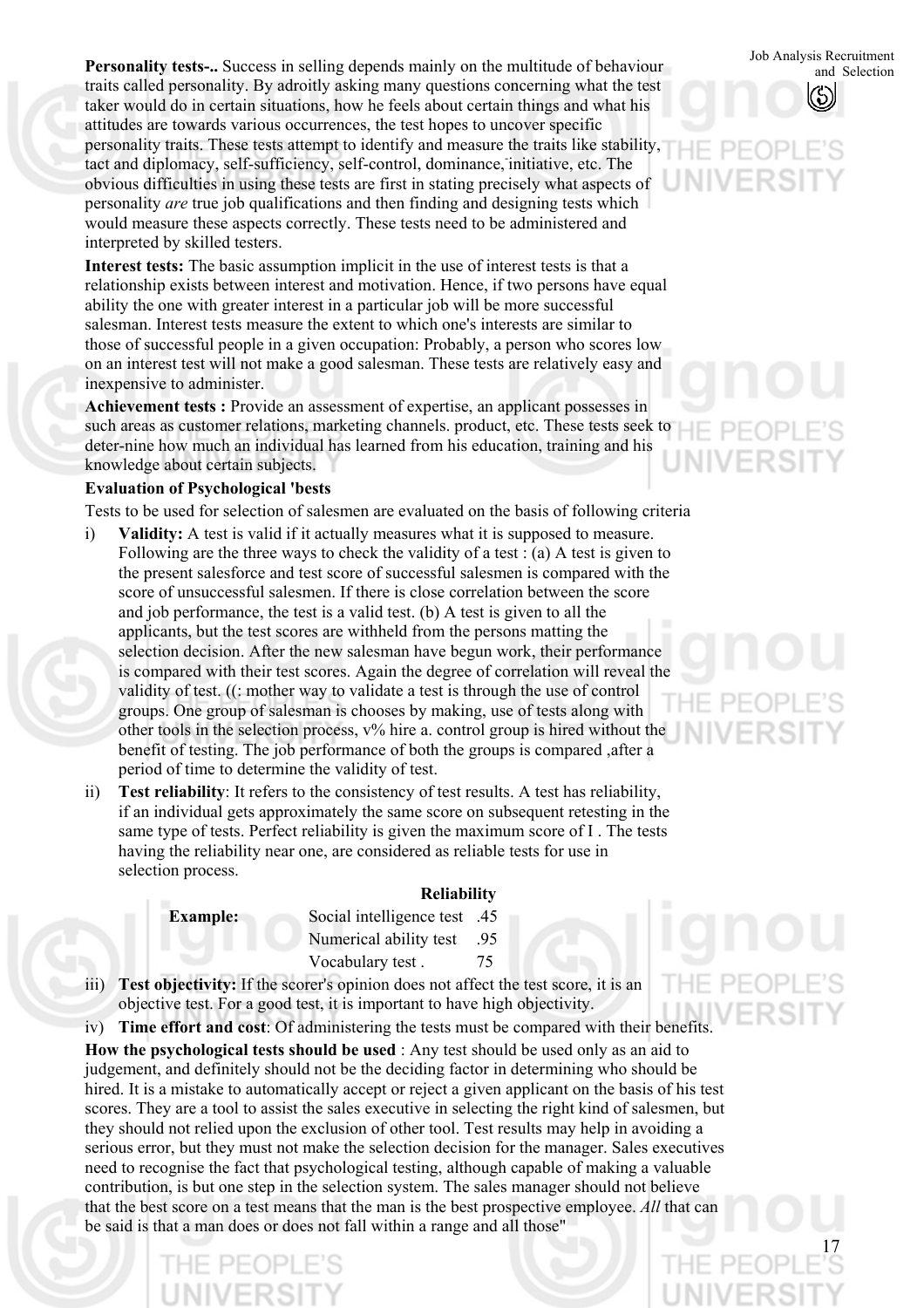**Personality tests-..** Success in selling depends mainly on the multitude of behaviour traits called personality. By adroitly asking many questions concerning what the test taker would do in certain situations, how he feels about certain things and what his attitudes are towards various occurrences, the test hopes to uncover specific personality traits. These tests attempt to identify and measure the traits like stability, tact and diplomacy, self-sufficiency, self-control, dominance, initiative, etc. The obvious difficulties in using these tests are first in stating precisely what aspects of personality *are* true job qualifications and then finding and designing tests which would measure these aspects correctly. These tests need to be administered and interpreted by skilled testers.

**Interest tests:** The basic assumption implicit in the use of interest tests is that a relationship exists between interest and motivation. Hence, if two persons have equal ability the one with greater interest in a particular job will be more successful salesman. Interest tests measure the extent to which one's interests are similar to those of successful people in a given occupation: Probably, a person who scores low on an interest test will not make a good salesman. These tests are relatively easy and inexpensive to administer.

**Achievement tests :** Provide an assessment of expertise, an applicant possesses in such areas as customer relations, marketing channels. product, etc. These tests seek to deter-nine how much an individual has learned from his education, training and his knowledge about certain subjects.

**Evaluation of Psychological 'bests**

Tests to be used for selection of salesmen are evaluated on the basis of following criteria

i) **Validity:** A test is valid if it actually measures what it is supposed to measure. Following are the three ways to check the validity of a test : (a) A test is given to the present salesforce and test score of successful salesmen is compared with the score of unsuccessful salesmen. If there is close correlation between the score and job performance, the test is a valid test. (b) A test is given to all the applicants, but the test scores are withheld from the persons matting the selection decision. After the new salesman have begun work, their performance is compared with their test scores. Again the degree of correlation will reveal the validity of test. ((: mother way to validate a test is through the use of control groups. One group of salesman is chooses by making, use of tests along with other tools in the selection process, v% hire a. control group is hired without the benefit of testing. The job performance of both the groups is compared ,after a period of time to determine the validity of test.

ii) **Test reliability**: It refers to the consistency of test results. A test has reliability, if an individual gets approximately the same score on subsequent retesting in the same type of tests. Perfect reliability is given the maximum score of I . The tests having the reliability near one, are considered as reliable tests for use in selection process.

| | | Reliability |
|---|---|---|
| **Example:** | Social intelligence test | .45 |
| | Numerical ability test | .95 |
| | Vocabulary test . | 75 |

iii) **Test objectivity:** If the scorer's opinion does not affect the test score, it is an objective test. For a good test, it is important to have high objectivity.

iv) **Time effort and cost**: Of administering the tests must be compared with their benefits.

**How the psychological tests should be used** : Any test should be used only as an aid to judgement, and definitely should not be the deciding factor in determining who should be hired. It is a mistake to automatically accept or reject a given applicant on the basis of his test scores. They are a tool to assist the sales executive in selecting the right kind of salesmen, but they should not relied upon the exclusion of other tool. Test results may help in avoiding a serious error, but they must not make the selection decision for the manager. Sales executives need to recognise the fact that psychological testing, although capable of making a valuable contribution, is but one step in the selection system. The sales manager should not believe that the best score on a test means that the man is the best prospective employee. *All* that can be said is that a man does or does not fall within a range and all those"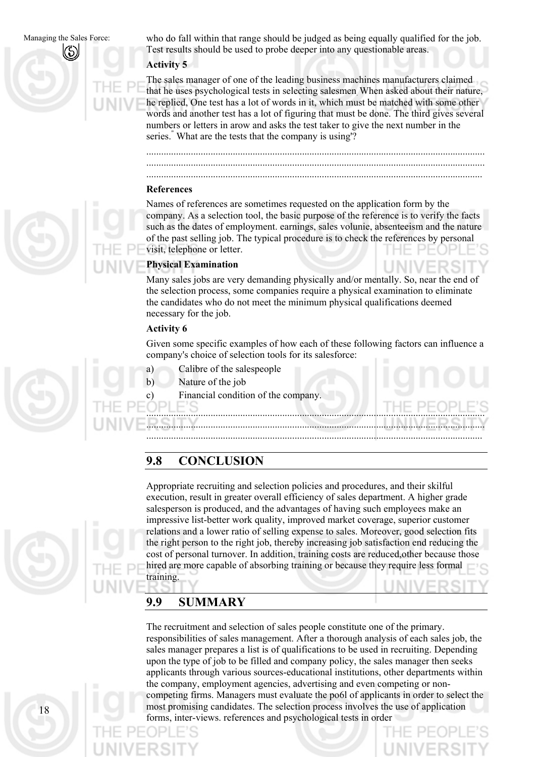who do fall within that range should be judged as being equally qualified for the job. Test results should be used to probe deeper into any questionable areas.

**Activity 5**

The sales manager of one of the leading business machines manufacturers claimed that he uses psychological tests in selecting salesmen. When asked about their nature, he replied, One test has a lot of words in it, which must be matched with some other words and another test has a lot of figuring that must be done. The third gives several numbers or letters in arow and asks the test taker to give the next number in the series." What are the tests that the company is using'?

..................................................................................................................................
..................................................................................................................................
..................................................................................................................................

**References**

Names of references are sometimes requested on the application form by the company. As a selection tool, the basic purpose of the reference is to verify the facts such as the dates of employment. earnings, sales volunie, absenteeism and the nature of the past selling job. The typical procedure is to check the references by personal visit, telephone or letter.

**Physical Examination**

Many sales jobs are very demanding physically and/or mentally. So, near the end of the selection process, some companies require a physical examination to eliminate the candidates who do not meet the minimum physical qualifications deemed necessary for the job.

**Activity 6**

Given some specific examples of how each of these following factors can influence a company's choice of selection tools for its salesforce:

a) Calibre of the salespeople

b) Nature of the job

c) Financial condition of the company.

..................................................................................................................................
..................................................................................................................................
..................................................................................................................................

## 9.8 CONCLUSION

Appropriate recruiting and selection policies and procedures, and their skilful execution, result in greater overall efficiency of sales department. A higher grade salesperson is produced, and the advantages of having such employees make an impressive list-better work quality, improved market coverage, superior customer relations and a lower ratio of selling expense to sales. Moreover, good selection fits the right person to the right job, thereby increasing job satisfaction end reducing the cost of personal turnover. In addition, training costs are reduced,other because those hired are more capable of absorbing training or because they require less formal training.

## 9.9 SUMMARY

The recruitment and selection of sales people constitute one of the primary. responsibilities of sales management. After a thorough analysis of each sales job, the sales manager prepares a list is of qualifications to be used in recruiting. Depending upon the type of job to be filled and company policy, the sales manager then seeks applicants through various sources-educational institutions, other departments within the company, employment agencies, advertising and even competing or non-competing firms. Managers must evaluate the po6l of applicants in order to select the most promising candidates. The selection process involves the use of application forms, inter-views. references and psychological tests in order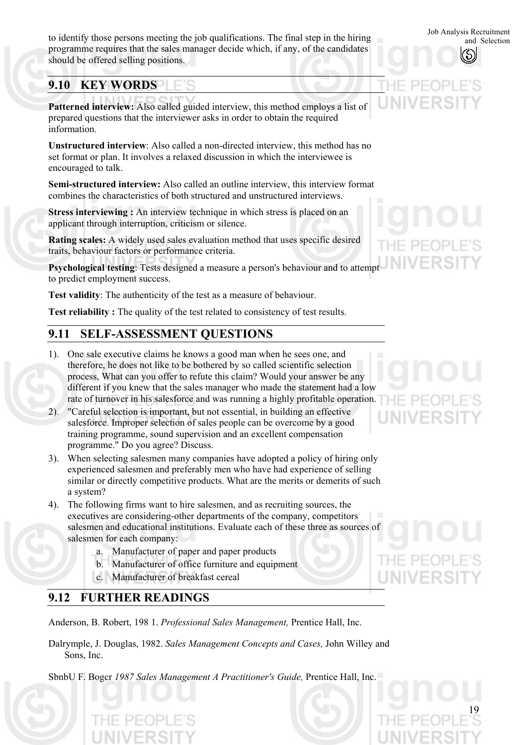to identify those persons meeting the job qualifications. The final step in the hiring programme requires that the sales manager decide which, if any, of the candidates should be offered selling positions.

## 9.10 KEY WORDS

**Patterned interview:** Also called guided interview, this method employs a list of prepared questions that the interviewer asks in order to obtain the required information.

**Unstructured interview**: Also called a non-directed interview, this method has no set format or plan. It involves a relaxed discussion in which the interviewee is encouraged to talk.

**Semi-structured interview:** Also called an outline interview, this interview format combines the characteristics of both structured and unstructured interviews.

**Stress interviewing :** An interview technique in which stress is placed on an applicant through interruption, criticism or silence.

**Rating scales:** A widely used sales evaluation method that uses specific desired traits, behaviour factors or performance criteria.

**Psychological testing**: Tests designed a measure a person's behaviour and to attempt to predict employment success.

**Test validity**: The authenticity of the test as a measure of behaviour.

**Test reliability :** The quality of the test related to consistency of test results.

## 9.11 SELF-ASSESSMENT QUESTIONS

1). One sale executive claims he knows a good man when he sees one, and therefore, he does not like to be bothered by so called scientific selection process, What can you offer to refute this claim? Would your answer be any different if you knew that the sales manager who made the statement had a low rate of turnover in his salesforce and was running a highly profitable operation.

2). "Careful selection is important, but not essential, in building an effective salesforce. Improper selection of sales people can be overcome by a good training programme, sound supervision and an excellent compensation programme." Do you agree? Discuss.

3). When selecting salesmen many companies have adopted a policy of hiring only experienced salesmen and preferably men who have had experience of selling similar or directly competitive products. What are the merits or demerits of such a system?

4). The following firms want to hire salesmen, and as recruiting sources, the executives are considering-other departments of the company, competitors salesmen and educational institutions. Evaluate each of these three as sources of salesmen for each company:

   a. Manufacturer of paper and paper products
   b. Manufacturer of office furniture and equipment
   c. Manufacturer of breakfast cereal

## 9.12 FURTHER READINGS

Anderson, B. Robert, 198 1. *Professional Sales Management,* Prentice Hall, Inc.

Dalrymple, J. Douglas, 1982. *Sales Management Concepts and Cases,* John Willey and Sons, Inc.

SbnbU F. Bogcr *1987 Sales Management A Practitioner's Guide,* Prentice Hall, Inc.